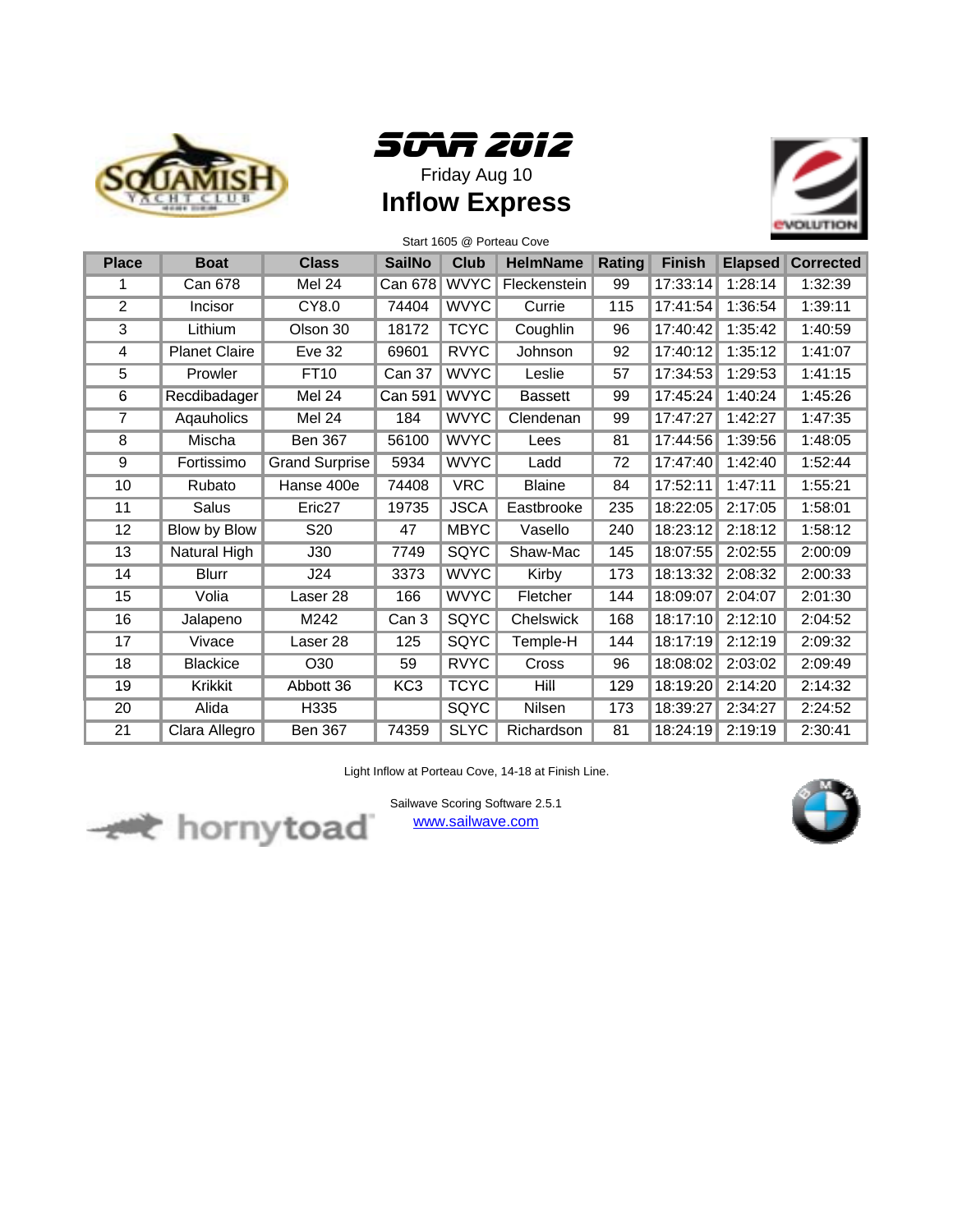# SOAR 2012

Friday Aug 10

## Inflow Express

Start 1605 @ Porteau Cove

| Place | Boat | Class | SailNo | Club | HelmName | Rating | Finish | Elapsed | Corrected |
|---|---|---|---|---|---|---|---|---|---|
| 1 | Can 678 | Mel 24 | Can 678 | WVYC | Fleckenstein | 99 | 17:33:14 | 1:28:14 | 1:32:39 |
| 2 | Incisor | CY8.0 | 74404 | WVYC | Currie | 115 | 17:41:54 | 1:36:54 | 1:39:11 |
| 3 | Lithium | Olson 30 | 18172 | TCYC | Coughlin | 96 | 17:40:42 | 1:35:42 | 1:40:59 |
| 4 | Planet Claire | Eve 32 | 69601 | RVYC | Johnson | 92 | 17:40:12 | 1:35:12 | 1:41:07 |
| 5 | Prowler | FT10 | Can 37 | WVYC | Leslie | 57 | 17:34:53 | 1:29:53 | 1:41:15 |
| 6 | Recdibadager | Mel 24 | Can 591 | WVYC | Bassett | 99 | 17:45:24 | 1:40:24 | 1:45:26 |
| 7 | Aqauholics | Mel 24 | 184 | WVYC | Clendenan | 99 | 17:47:27 | 1:42:27 | 1:47:35 |
| 8 | Mischa | Ben 367 | 56100 | WVYC | Lees | 81 | 17:44:56 | 1:39:56 | 1:48:05 |
| 9 | Fortissimo | Grand Surprise | 5934 | WVYC | Ladd | 72 | 17:47:40 | 1:42:40 | 1:52:44 |
| 10 | Rubato | Hanse 400e | 74408 | VRC | Blaine | 84 | 17:52:11 | 1:47:11 | 1:55:21 |
| 11 | Salus | Eric27 | 19735 | JSCA | Eastbrooke | 235 | 18:22:05 | 2:17:05 | 1:58:01 |
| 12 | Blow by Blow | S20 | 47 | MBYC | Vasello | 240 | 18:23:12 | 2:18:12 | 1:58:12 |
| 13 | Natural High | J30 | 7749 | SQYC | Shaw-Mac | 145 | 18:07:55 | 2:02:55 | 2:00:09 |
| 14 | Blurr | J24 | 3373 | WVYC | Kirby | 173 | 18:13:32 | 2:08:32 | 2:00:33 |
| 15 | Volia | Laser 28 | 166 | WVYC | Fletcher | 144 | 18:09:07 | 2:04:07 | 2:01:30 |
| 16 | Jalapeno | M242 | Can 3 | SQYC | Chelswick | 168 | 18:17:10 | 2:12:10 | 2:04:52 |
| 17 | Vivace | Laser 28 | 125 | SQYC | Temple-H | 144 | 18:17:19 | 2:12:19 | 2:09:32 |
| 18 | Blackice | O30 | 59 | RVYC | Cross | 96 | 18:08:02 | 2:03:02 | 2:09:49 |
| 19 | Krikkit | Abbott 36 | KC3 | TCYC | Hill | 129 | 18:19:20 | 2:14:20 | 2:14:32 |
| 20 | Alida | H335 | | SQYC | Nilsen | 173 | 18:39:27 | 2:34:27 | 2:24:52 |
| 21 | Clara Allegro | Ben 367 | 74359 | SLYC | Richardson | 81 | 18:24:19 | 2:19:19 | 2:30:41 |

Light Inflow at Porteau Cove, 14-18 at Finish Line.

Sailwave Scoring Software 2.5.1
www.sailwave.com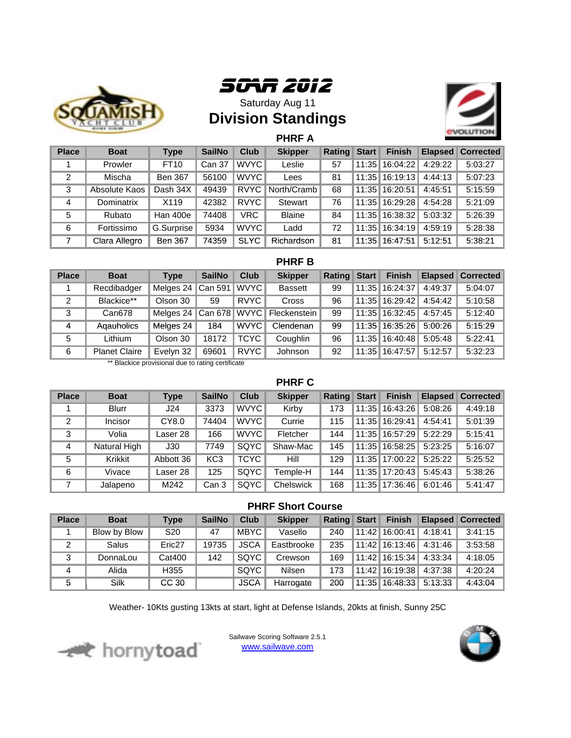# SOAR 2012

Saturday Aug 11

## Division Standings

### PHRF A

| Place | Boat | Type | SailNo | Club | Skipper | Rating | Start | Finish | Elapsed | Corrected |
|---|---|---|---|---|---|---|---|---|---|---|
| 1 | Prowler | FT10 | Can 37 | WVYC | Leslie | 57 | 11:35 | 16:04:22 | 4:29:22 | 5:03:27 |
| 2 | Mischa | Ben 367 | 56100 | WVYC | Lees | 81 | 11:35 | 16:19:13 | 4:44:13 | 5:07:23 |
| 3 | Absolute Kaos | Dash 34X | 49439 | RVYC | North/Cramb | 68 | 11:35 | 16:20:51 | 4:45:51 | 5:15:59 |
| 4 | Dominatrix | X119 | 42382 | RVYC | Stewart | 76 | 11:35 | 16:29:28 | 4:54:28 | 5:21:09 |
| 5 | Rubato | Han 400e | 74408 | VRC | Blaine | 84 | 11:35 | 16:38:32 | 5:03:32 | 5:26:39 |
| 6 | Fortissimo | G.Surprise | 5934 | WVYC | Ladd | 72 | 11:35 | 16:34:19 | 4:59:19 | 5:28:38 |
| 7 | Clara Allegro | Ben 367 | 74359 | SLYC | Richardson | 81 | 11:35 | 16:47:51 | 5:12:51 | 5:38:21 |

### PHRF B

| Place | Boat | Type | SailNo | Club | Skipper | Rating | Start | Finish | Elapsed | Corrected |
|---|---|---|---|---|---|---|---|---|---|---|
| 1 | Recdibadger | Melges 24 | Can 591 | WVYC | Bassett | 99 | 11:35 | 16:24:37 | 4:49:37 | 5:04:07 |
| 2 | Blackice** | Olson 30 | 59 | RVYC | Cross | 96 | 11:35 | 16:29:42 | 4:54:42 | 5:10:58 |
| 3 | Can678 | Melges 24 | Can 678 | WVYC | Fleckenstein | 99 | 11:35 | 16:32:45 | 4:57:45 | 5:12:40 |
| 4 | Aqauholics | Melges 24 | 184 | WVYC | Clendenan | 99 | 11:35 | 16:35:26 | 5:00:26 | 5:15:29 |
| 5 | Lithium | Olson 30 | 18172 | TCYC | Coughlin | 96 | 11:35 | 16:40:48 | 5:05:48 | 5:22:41 |
| 6 | Planet Claire | Evelyn 32 | 69601 | RVYC | Johnson | 92 | 11:35 | 16:47:57 | 5:12:57 | 5:32:23 |

** Blackice provisional due to rating certificate

### PHRF C

| Place | Boat | Type | SailNo | Club | Skipper | Rating | Start | Finish | Elapsed | Corrected |
|---|---|---|---|---|---|---|---|---|---|---|
| 1 | Blurr | J24 | 3373 | WVYC | Kirby | 173 | 11:35 | 16:43:26 | 5:08:26 | 4:49:18 |
| 2 | Incisor | CY8.0 | 74404 | WVYC | Currie | 115 | 11:35 | 16:29:41 | 4:54:41 | 5:01:39 |
| 3 | Volia | Laser 28 | 166 | WVYC | Fletcher | 144 | 11:35 | 16:57:29 | 5:22:29 | 5:15:41 |
| 4 | Natural High | J30 | 7749 | SQYC | Shaw-Mac | 145 | 11:35 | 16:58:25 | 5:23:25 | 5:16:07 |
| 5 | Krikkit | Abbott 36 | KC3 | TCYC | Hill | 129 | 11:35 | 17:00:22 | 5:25:22 | 5:25:52 |
| 6 | Vivace | Laser 28 | 125 | SQYC | Temple-H | 144 | 11:35 | 17:20:43 | 5:45:43 | 5:38:26 |
| 7 | Jalapeno | M242 | Can 3 | SQYC | Chelswick | 168 | 11:35 | 17:36:46 | 6:01:46 | 5:41:47 |

### PHRF Short Course

| Place | Boat | Type | SailNo | Club | Skipper | Rating | Start | Finish | Elapsed | Corrected |
|---|---|---|---|---|---|---|---|---|---|---|
| 1 | Blow by Blow | S20 | 47 | MBYC | Vasello | 240 | 11:42 | 16:00:41 | 4:18:41 | 3:41:15 |
| 2 | Salus | Eric27 | 19735 | JSCA | Eastbrooke | 235 | 11:42 | 16:13:46 | 4:31:46 | 3:53:58 |
| 3 | DonnaLou | Cat400 | 142 | SQYC | Crewson | 169 | 11:42 | 16:15:34 | 4:33:34 | 4:18:05 |
| 4 | Alida | H355 | | SQYC | Nilsen | 173 | 11:42 | 16:19:38 | 4:37:38 | 4:20:24 |
| 5 | Silk | CC 30 | | JSCA | Harrogate | 200 | 11:35 | 16:48:33 | 5:13:33 | 4:43:04 |

Weather- 10Kts gusting 13kts at start, light at Defense Islands, 20kts at finish, Sunny 25C

Sailwave Scoring Software 2.5.1
www.sailwave.com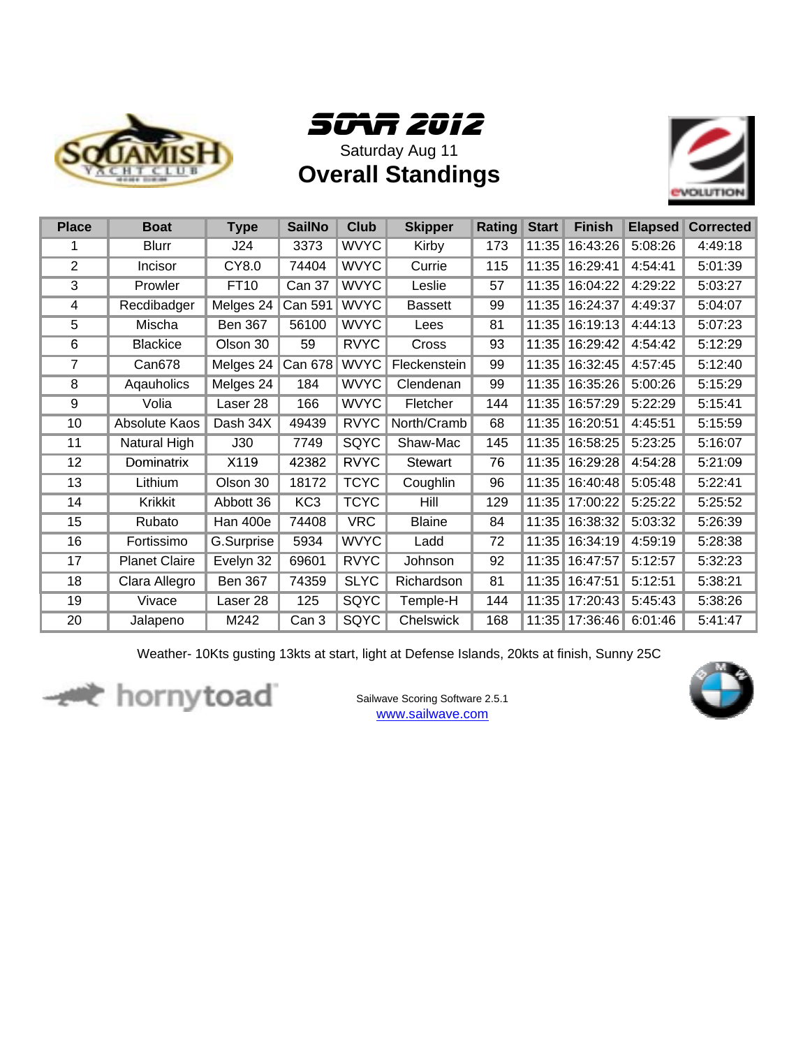# SOAR 2012

Saturday Aug 11

## Overall Standings

| Place | Boat | Type | SailNo | Club | Skipper | Rating | Start | Finish | Elapsed | Corrected |
|---|---|---|---|---|---|---|---|---|---|---|
| 1 | Blurr | J24 | 3373 | WVYC | Kirby | 173 | 11:35 | 16:43:26 | 5:08:26 | 4:49:18 |
| 2 | Incisor | CY8.0 | 74404 | WVYC | Currie | 115 | 11:35 | 16:29:41 | 4:54:41 | 5:01:39 |
| 3 | Prowler | FT10 | Can 37 | WVYC | Leslie | 57 | 11:35 | 16:04:22 | 4:29:22 | 5:03:27 |
| 4 | Recdibadger | Melges 24 | Can 591 | WVYC | Bassett | 99 | 11:35 | 16:24:37 | 4:49:37 | 5:04:07 |
| 5 | Mischa | Ben 367 | 56100 | WVYC | Lees | 81 | 11:35 | 16:19:13 | 4:44:13 | 5:07:23 |
| 6 | Blackice | Olson 30 | 59 | RVYC | Cross | 93 | 11:35 | 16:29:42 | 4:54:42 | 5:12:29 |
| 7 | Can678 | Melges 24 | Can 678 | WVYC | Fleckenstein | 99 | 11:35 | 16:32:45 | 4:57:45 | 5:12:40 |
| 8 | Aqauholics | Melges 24 | 184 | WVYC | Clendenan | 99 | 11:35 | 16:35:26 | 5:00:26 | 5:15:29 |
| 9 | Volia | Laser 28 | 166 | WVYC | Fletcher | 144 | 11:35 | 16:57:29 | 5:22:29 | 5:15:41 |
| 10 | Absolute Kaos | Dash 34X | 49439 | RVYC | North/Cramb | 68 | 11:35 | 16:20:51 | 4:45:51 | 5:15:59 |
| 11 | Natural High | J30 | 7749 | SQYC | Shaw-Mac | 145 | 11:35 | 16:58:25 | 5:23:25 | 5:16:07 |
| 12 | Dominatrix | X119 | 42382 | RVYC | Stewart | 76 | 11:35 | 16:29:28 | 4:54:28 | 5:21:09 |
| 13 | Lithium | Olson 30 | 18172 | TCYC | Coughlin | 96 | 11:35 | 16:40:48 | 5:05:48 | 5:22:41 |
| 14 | Krikkit | Abbott 36 | KC3 | TCYC | Hill | 129 | 11:35 | 17:00:22 | 5:25:22 | 5:25:52 |
| 15 | Rubato | Han 400e | 74408 | VRC | Blaine | 84 | 11:35 | 16:38:32 | 5:03:32 | 5:26:39 |
| 16 | Fortissimo | G.Surprise | 5934 | WVYC | Ladd | 72 | 11:35 | 16:34:19 | 4:59:19 | 5:28:38 |
| 17 | Planet Claire | Evelyn 32 | 69601 | RVYC | Johnson | 92 | 11:35 | 16:47:57 | 5:12:57 | 5:32:23 |
| 18 | Clara Allegro | Ben 367 | 74359 | SLYC | Richardson | 81 | 11:35 | 16:47:51 | 5:12:51 | 5:38:21 |
| 19 | Vivace | Laser 28 | 125 | SQYC | Temple-H | 144 | 11:35 | 17:20:43 | 5:45:43 | 5:38:26 |
| 20 | Jalapeno | M242 | Can 3 | SQYC | Chelswick | 168 | 11:35 | 17:36:46 | 6:01:46 | 5:41:47 |

Weather- 10Kts gusting 13kts at start, light at Defense Islands, 20kts at finish, Sunny 25C

Sailwave Scoring Software 2.5.1
www.sailwave.com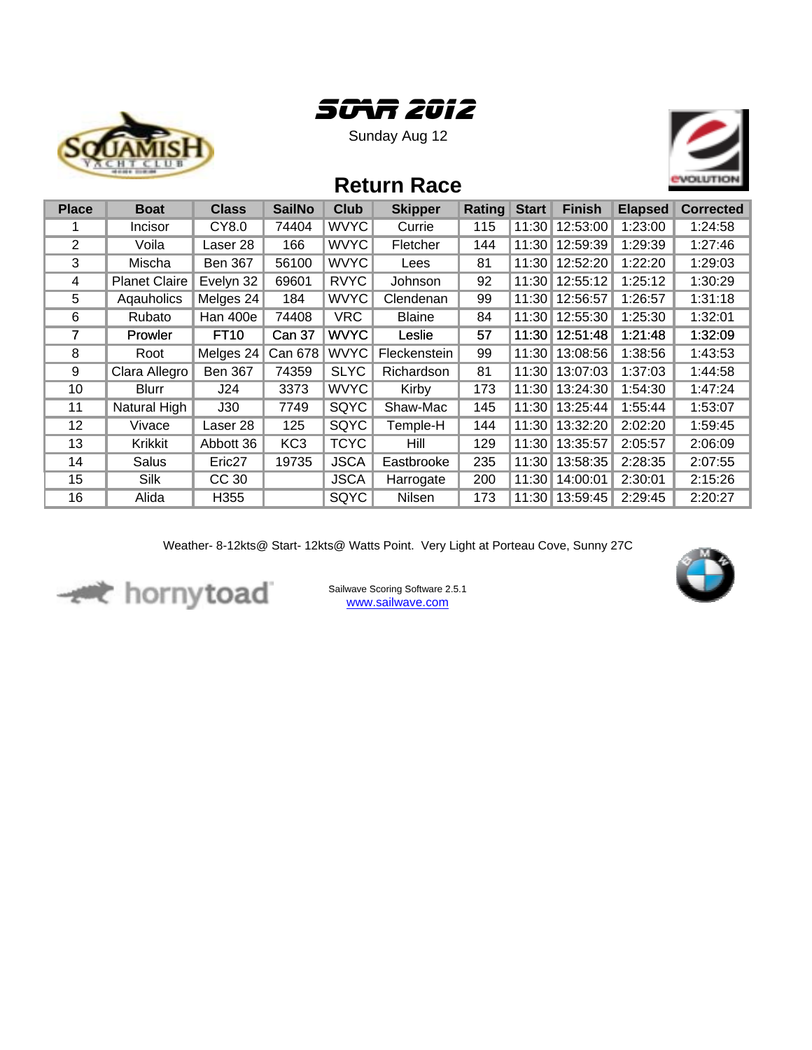# SOAR 2012

Sunday Aug 12

## Return Race

| Place | Boat | Class | SailNo | Club | Skipper | Rating | Start | Finish | Elapsed | Corrected |
|---|---|---|---|---|---|---|---|---|---|---|
| 1 | Incisor | CY8.0 | 74404 | WVYC | Currie | 115 | 11:30 | 12:53:00 | 1:23:00 | 1:24:58 |
| 2 | Voila | Laser 28 | 166 | WVYC | Fletcher | 144 | 11:30 | 12:59:39 | 1:29:39 | 1:27:46 |
| 3 | Mischa | Ben 367 | 56100 | WVYC | Lees | 81 | 11:30 | 12:52:20 | 1:22:20 | 1:29:03 |
| 4 | Planet Claire | Evelyn 32 | 69601 | RVYC | Johnson | 92 | 11:30 | 12:55:12 | 1:25:12 | 1:30:29 |
| 5 | Aqauholics | Melges 24 | 184 | WVYC | Clendenan | 99 | 11:30 | 12:56:57 | 1:26:57 | 1:31:18 |
| 6 | Rubato | Han 400e | 74408 | VRC | Blaine | 84 | 11:30 | 12:55:30 | 1:25:30 | 1:32:01 |
| 7 | Prowler | FT10 | Can 37 | WVYC | Leslie | 57 | 11:30 | 12:51:48 | 1:21:48 | 1:32:09 |
| 8 | Root | Melges 24 | Can 678 | WVYC | Fleckenstein | 99 | 11:30 | 13:08:56 | 1:38:56 | 1:43:53 |
| 9 | Clara Allegro | Ben 367 | 74359 | SLYC | Richardson | 81 | 11:30 | 13:07:03 | 1:37:03 | 1:44:58 |
| 10 | Blurr | J24 | 3373 | WVYC | Kirby | 173 | 11:30 | 13:24:30 | 1:54:30 | 1:47:24 |
| 11 | Natural High | J30 | 7749 | SQYC | Shaw-Mac | 145 | 11:30 | 13:25:44 | 1:55:44 | 1:53:07 |
| 12 | Vivace | Laser 28 | 125 | SQYC | Temple-H | 144 | 11:30 | 13:32:20 | 2:02:20 | 1:59:45 |
| 13 | Krikkit | Abbott 36 | KC3 | TCYC | Hill | 129 | 11:30 | 13:35:57 | 2:05:57 | 2:06:09 |
| 14 | Salus | Eric27 | 19735 | JSCA | Eastbrooke | 235 | 11:30 | 13:58:35 | 2:28:35 | 2:07:55 |
| 15 | Silk | CC 30 | | JSCA | Harrogate | 200 | 11:30 | 14:00:01 | 2:30:01 | 2:15:26 |
| 16 | Alida | H355 | | SQYC | Nilsen | 173 | 11:30 | 13:59:45 | 2:29:45 | 2:20:27 |

Weather- 8-12kts@ Start- 12kts@ Watts Point. Very Light at Porteau Cove, Sunny 27C

Sailwave Scoring Software 2.5.1
www.sailwave.com